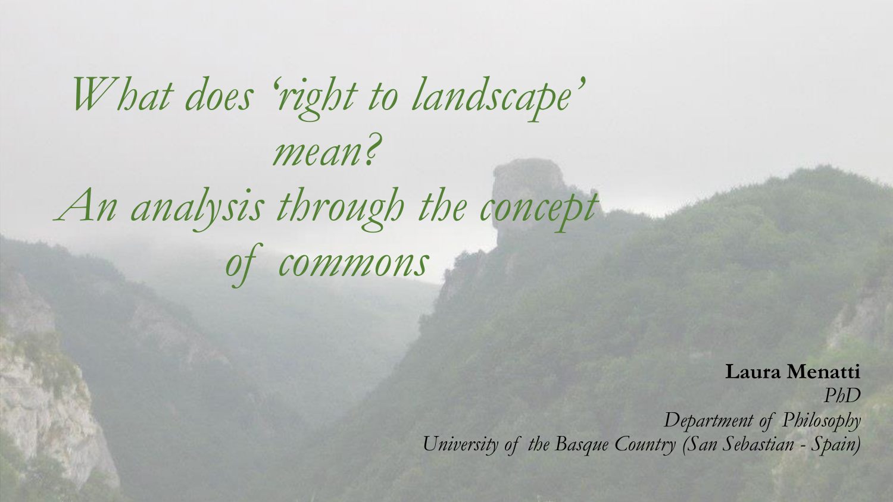# *What does 'right to landscape' mean? An analysis through the concept of commons*

**Laura Menatti**
*PhD*
*Department of Philosophy*
*University of the Basque Country (San Sebastian - Spain)*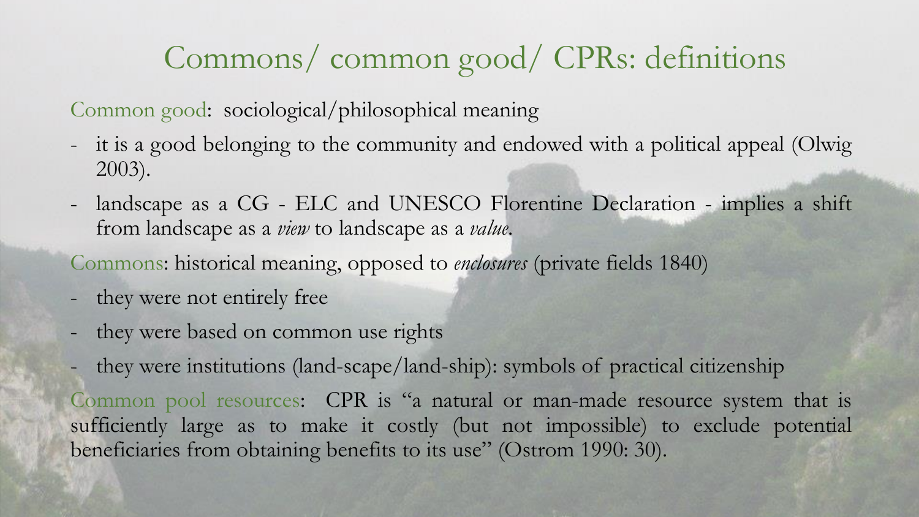# Commons/ common good/ CPRs: definitions

Common good: sociological/philosophical meaning

- it is a good belonging to the community and endowed with a political appeal (Olwig 2003).
- landscape as a CG - ELC and UNESCO Florentine Declaration - implies a shift from landscape as a *view* to landscape as a *value*.

Commons: historical meaning, opposed to *enclosures* (private fields 1840)

- they were not entirely free
- they were based on common use rights
- they were institutions (land-scape/land-ship): symbols of practical citizenship

Common pool resources: CPR is "a natural or man-made resource system that is sufficiently large as to make it costly (but not impossible) to exclude potential beneficiaries from obtaining benefits to its use" (Ostrom 1990: 30).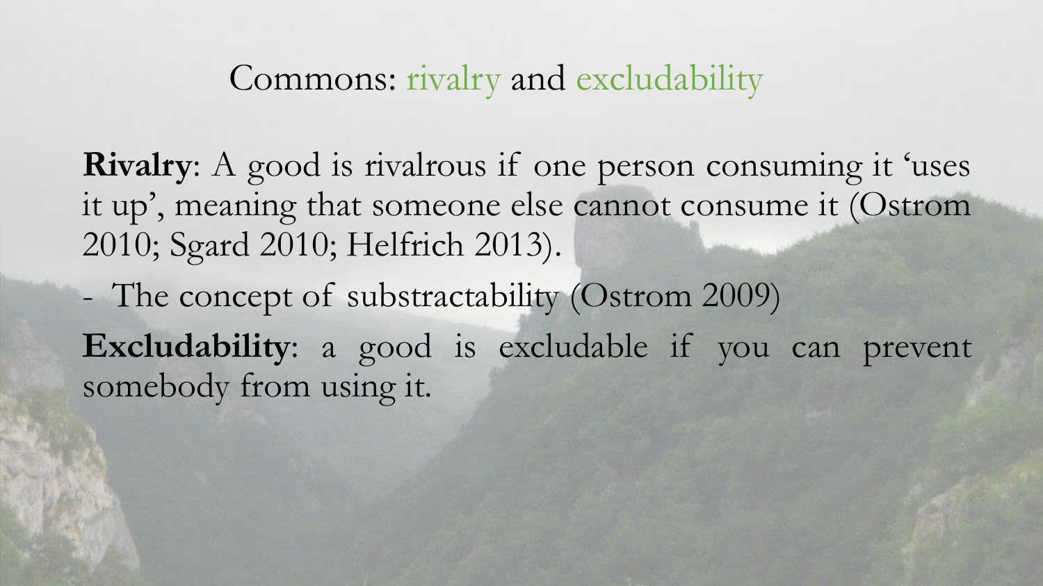# Commons: rivalry and excludability

**Rivalry**: A good is rivalrous if one person consuming it 'uses it up', meaning that someone else cannot consume it (Ostrom 2010; Sgard 2010; Helfrich 2013).

- The concept of substractability (Ostrom 2009)

**Excludability**: a good is excludable if you can prevent somebody from using it.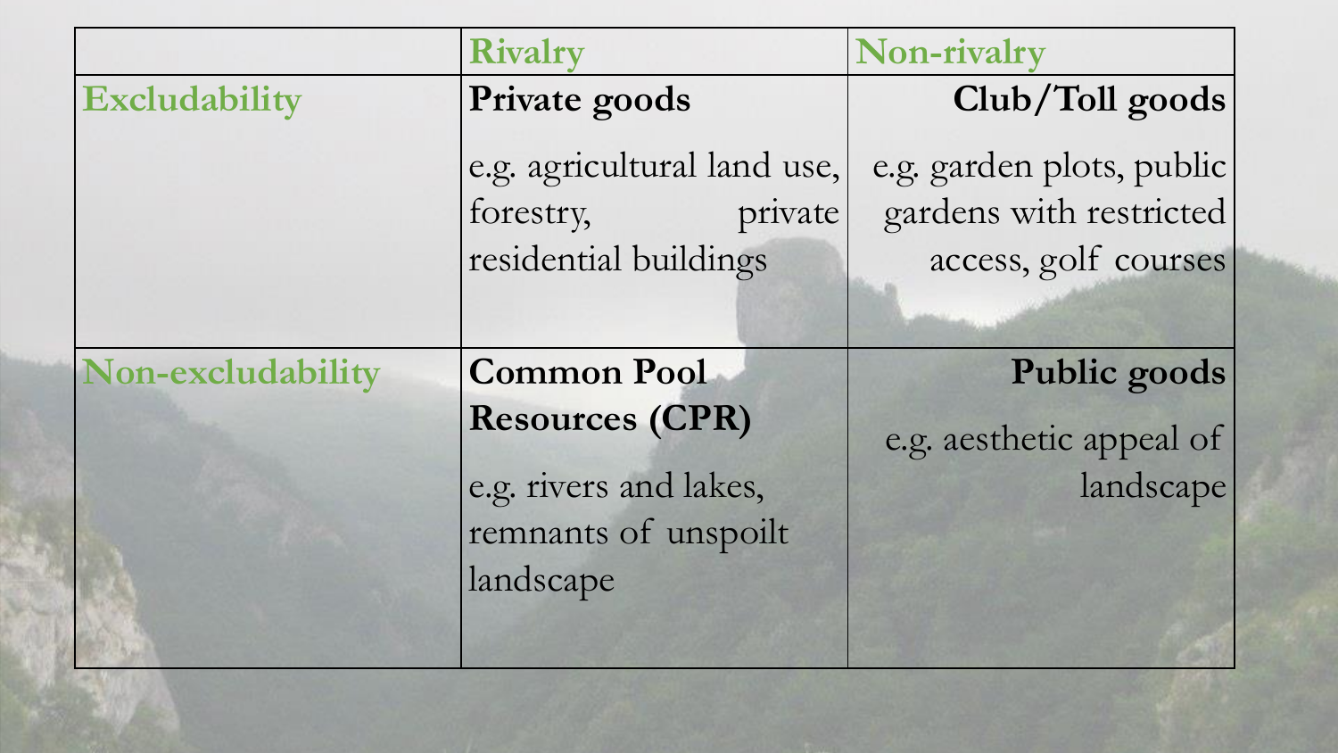|  | Rivalry | Non-rivalry |
|---|---|---|
| Excludability | **Private goods**<br>e.g. agricultural land use, forestry, private residential buildings | **Club/Toll goods**<br>e.g. garden plots, public gardens with restricted access, golf courses |
| Non-excludability | **Common Pool Resources (CPR)**<br>e.g. rivers and lakes, remnants of unspoilt landscape | **Public goods**<br>e.g. aesthetic appeal of landscape |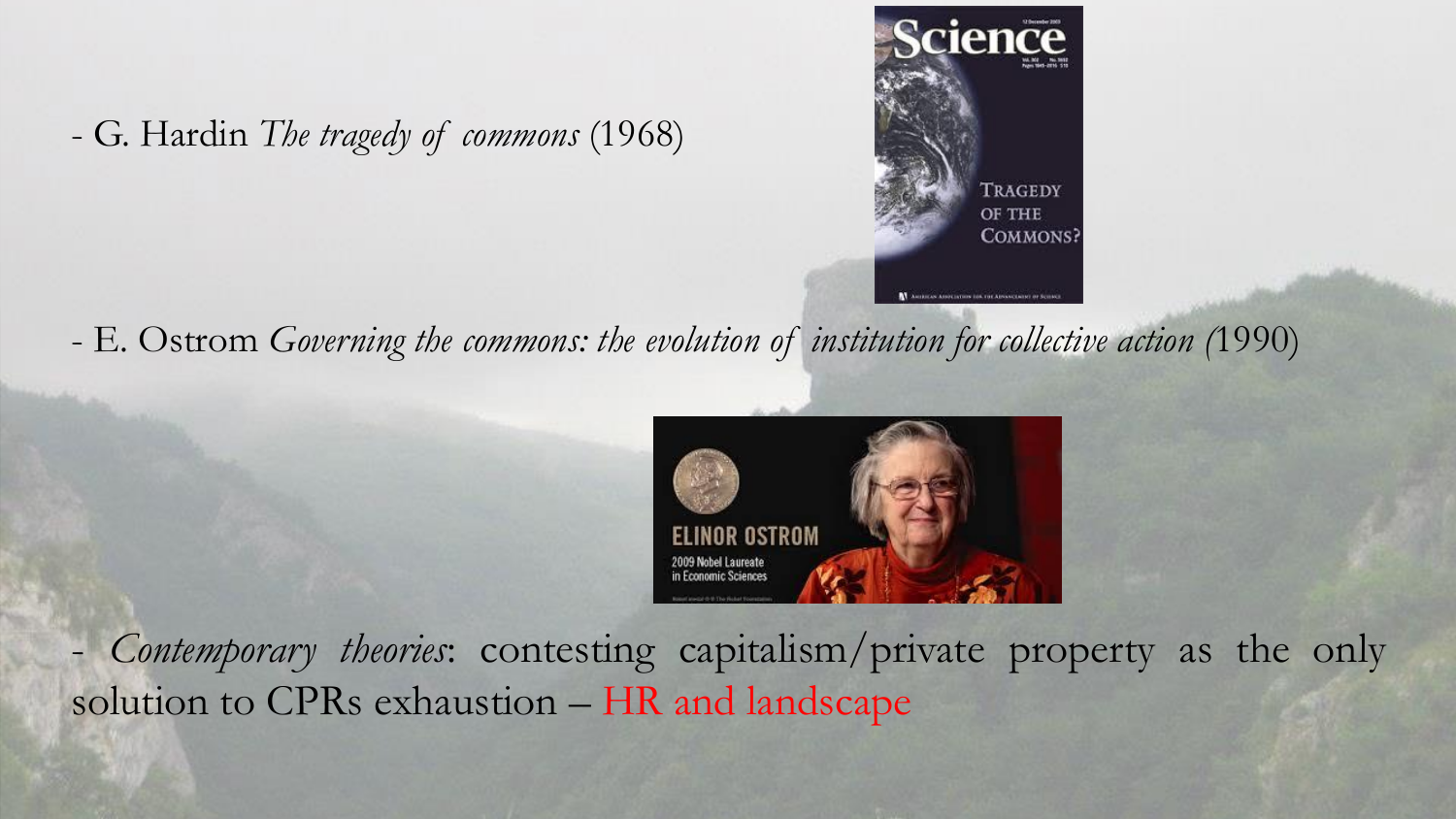- G. Hardin *The tragedy of commons* (1968)

- E. Ostrom *Governing the commons: the evolution of institution for collective action (*1990)

- *Contemporary theories*: contesting capitalism/private property as the only solution to CPRs exhaustion – HR and landscape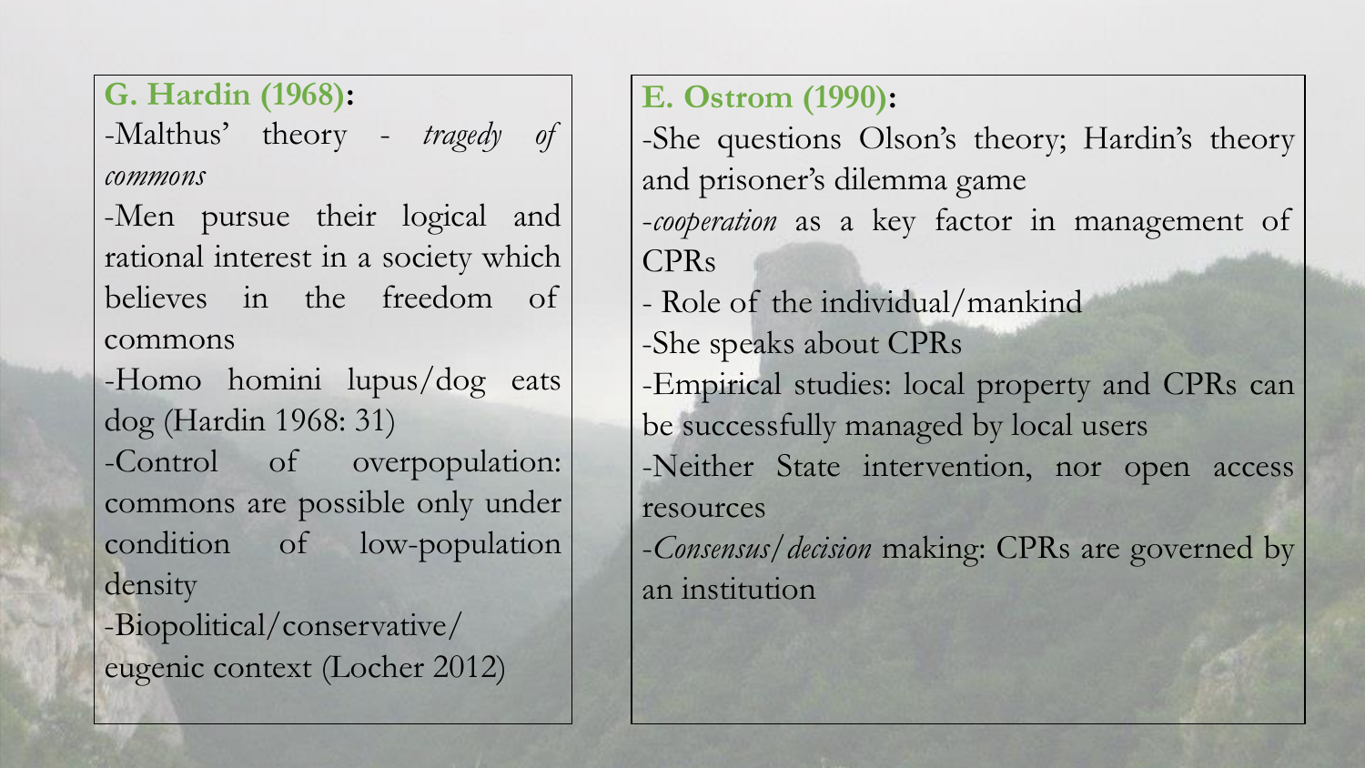**G. Hardin (1968):**

-Malthus' theory - *tragedy of commons*

-Men pursue their logical and rational interest in a society which believes in the freedom of commons

-Homo homini lupus/dog eats dog (Hardin 1968: 31)

-Control of overpopulation: commons are possible only under condition of low-population density

-Biopolitical/conservative/ eugenic context (Locher 2012)

**E. Ostrom (1990):**

-She questions Olson's theory; Hardin's theory and prisoner's dilemma game

-*cooperation* as a key factor in management of CPRs

- Role of the individual/mankind

-She speaks about CPRs

-Empirical studies: local property and CPRs can be successfully managed by local users

-Neither State intervention, nor open access resources

-*Consensus/decision* making: CPRs are governed by an institution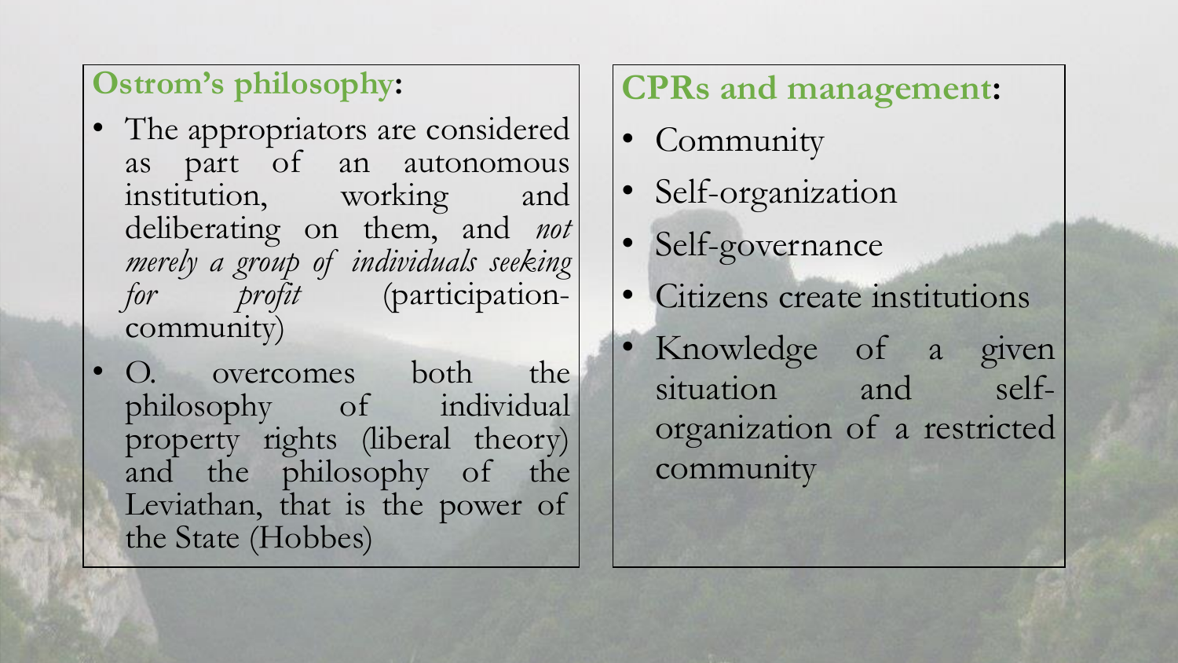## **Ostrom's philosophy**:

- The appropriators are considered as part of an autonomous institution, working and deliberating on them, and *not merely a group of individuals seeking for profit* (participation-community)
- O. overcomes both the philosophy of individual property rights (liberal theory) and the philosophy of the Leviathan, that is the power of the State (Hobbes)

## **CPRs and management**:

- Community
- Self-organization
- Self-governance
- Citizens create institutions
- Knowledge of a given situation and self-organization of a restricted community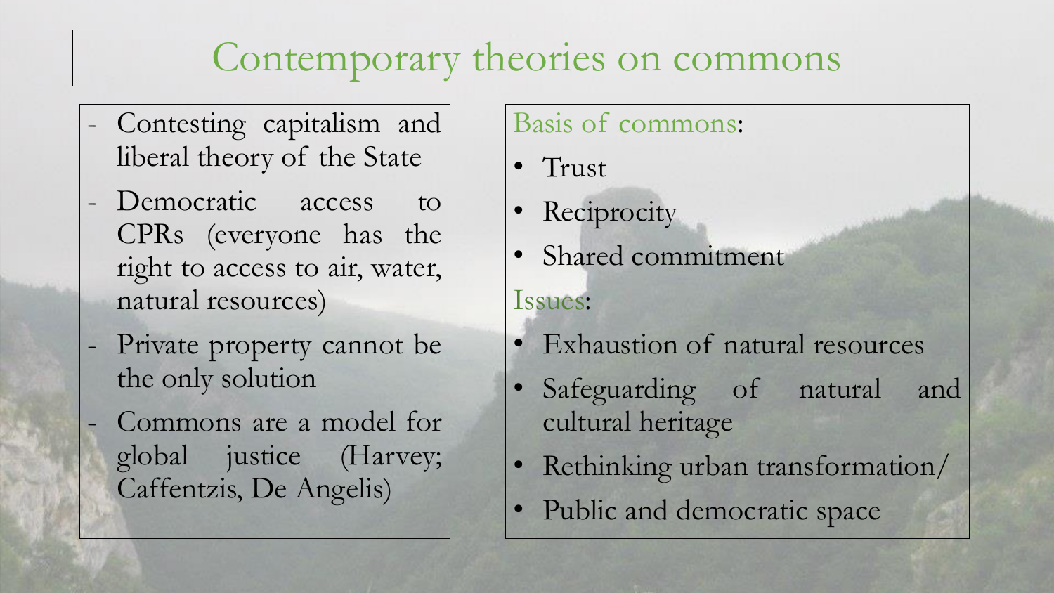# Contemporary theories on commons

- Contesting capitalism and liberal theory of the State
- Democratic access to CPRs (everyone has the right to access to air, water, natural resources)
- Private property cannot be the only solution
- Commons are a model for global justice (Harvey; Caffentzis, De Angelis)

Basis of commons:

- Trust
- Reciprocity
- Shared commitment

Issues:

- Exhaustion of natural resources
- Safeguarding of natural and cultural heritage
- Rethinking urban transformation/
- Public and democratic space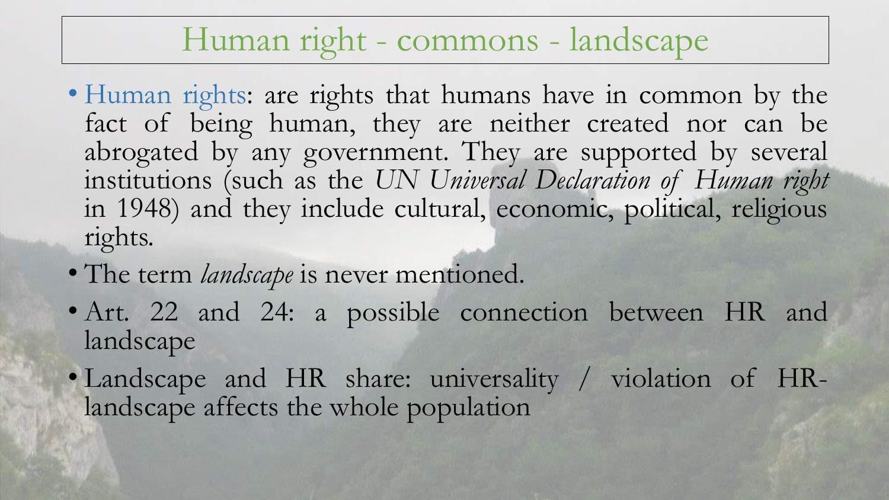# Human right - commons - landscape

- Human rights: are rights that humans have in common by the fact of being human, they are neither created nor can be abrogated by any government. They are supported by several institutions (such as the *UN Universal Declaration of Human right* in 1948) and they include cultural, economic, political, religious rights.
- The term *landscape* is never mentioned.
- Art. 22 and 24: a possible connection between HR and landscape
- Landscape and HR share: universality / violation of HR-landscape affects the whole population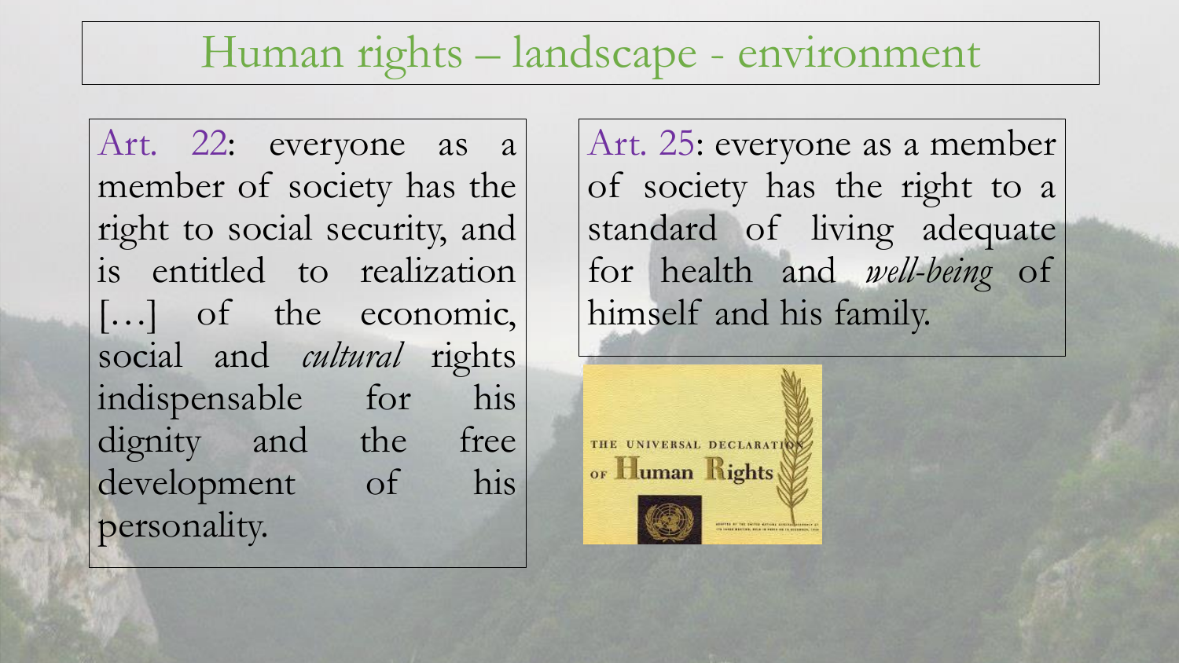# Human rights – landscape - environment

Art. 22: everyone as a member of society has the right to social security, and is entitled to realization […] of the economic, social and *cultural* rights indispensable for his dignity and the free development of his personality.

Art. 25: everyone as a member of society has the right to a standard of living adequate for health and *well-being* of himself and his family.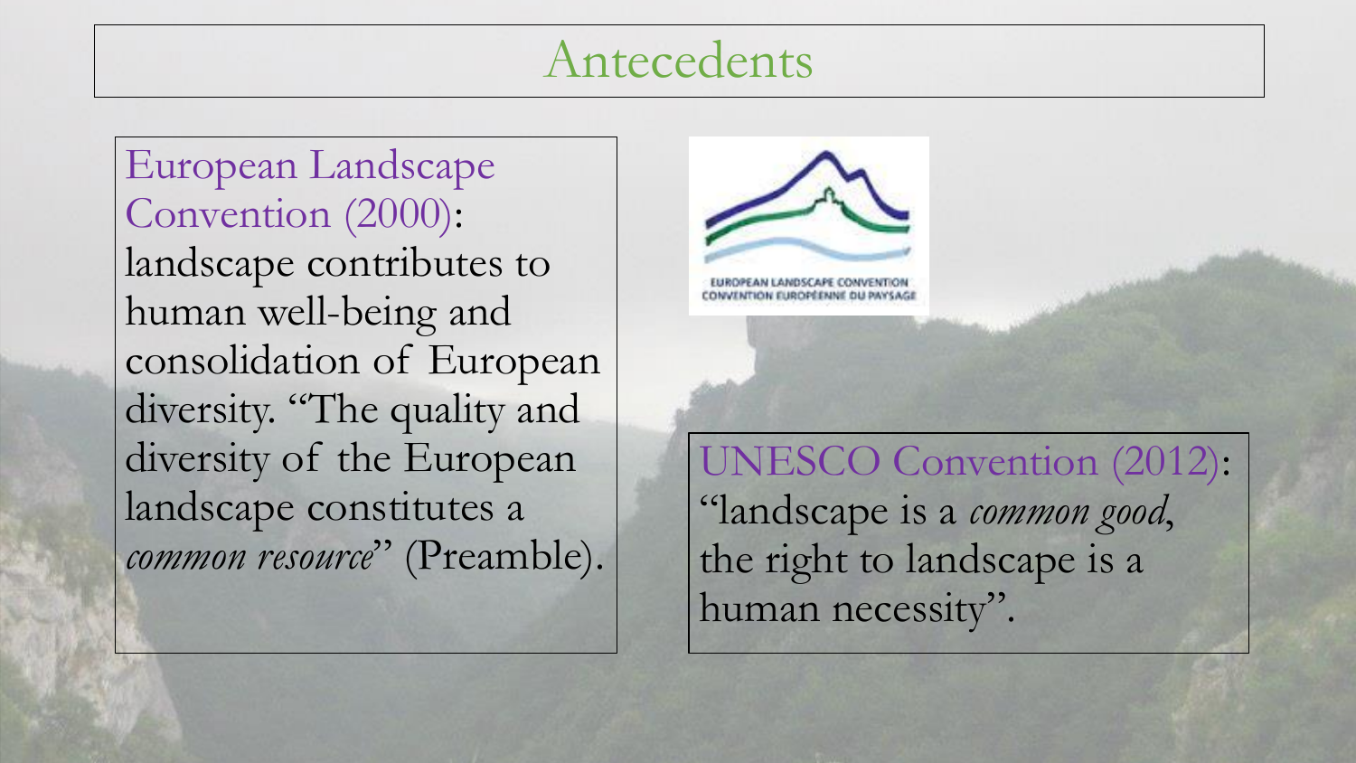# Antecedents

European Landscape Convention (2000): landscape contributes to human well-being and consolidation of European diversity. "The quality and diversity of the European landscape constitutes a *common resource*" (Preamble).

UNESCO Convention (2012): "landscape is a *common good*, the right to landscape is a human necessity".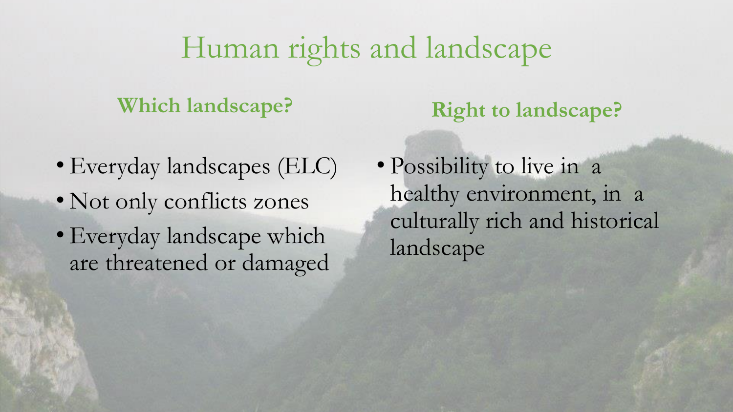# Human rights and landscape

### Which landscape?

- Everyday landscapes (ELC)
- Not only conflicts zones
- Everyday landscape which are threatened or damaged

### Right to landscape?

- Possibility to live in a healthy environment, in a culturally rich and historical landscape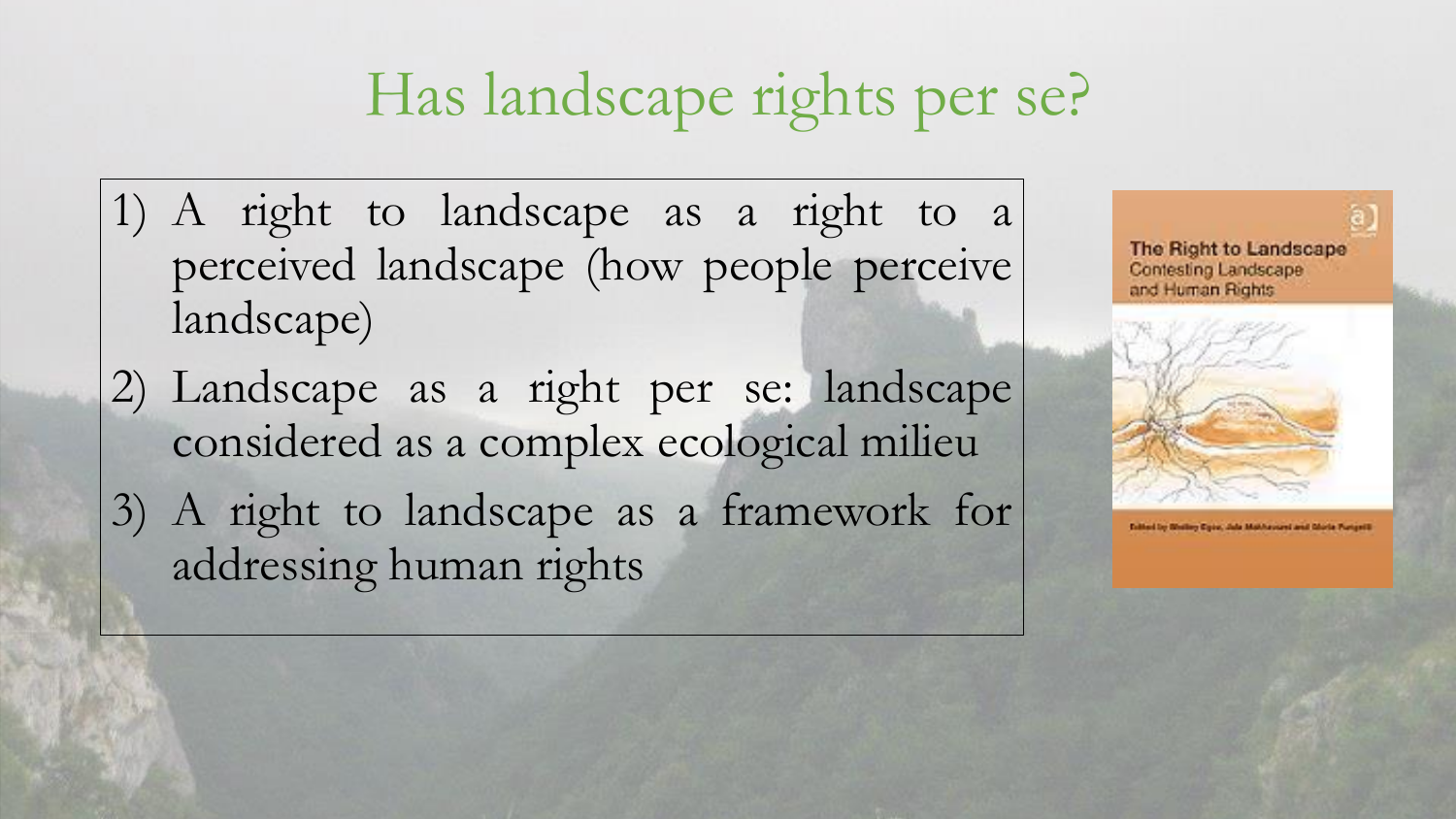# Has landscape rights per se?

1) A right to landscape as a right to a perceived landscape (how people perceive landscape)
2) Landscape as a right per se: landscape considered as a complex ecological milieu
3) A right to landscape as a framework for addressing human rights

The Right to Landscape
Contesting Landscape and Human Rights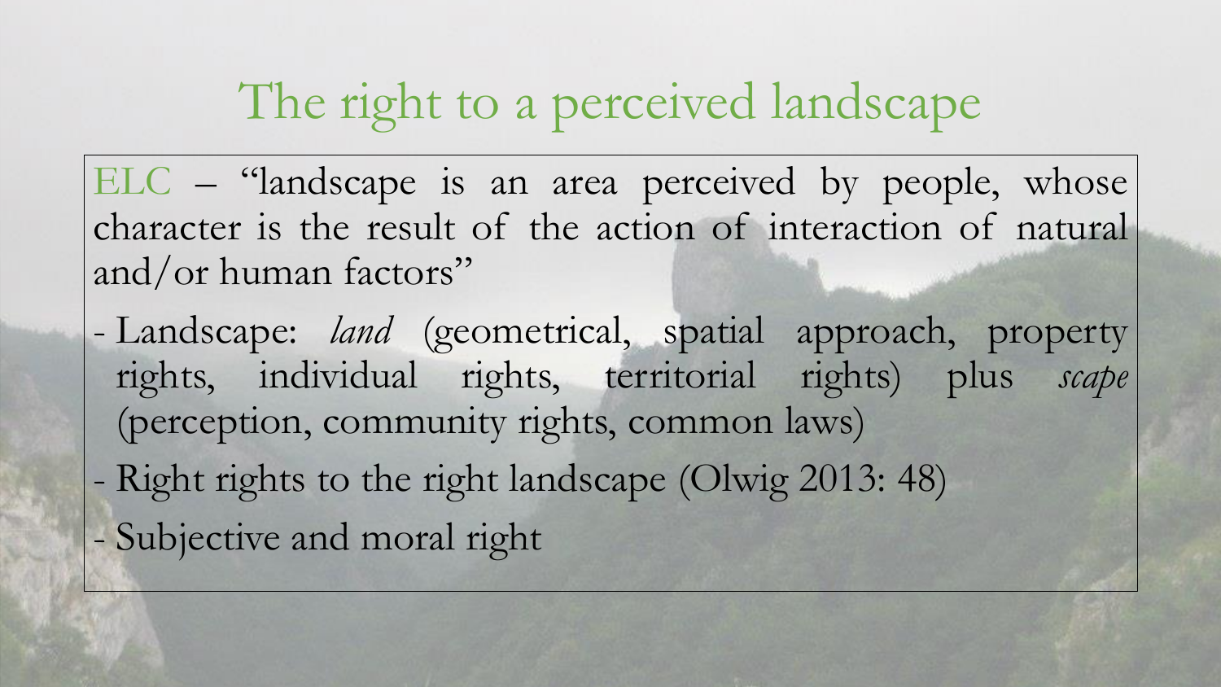# The right to a perceived landscape

ELC – "landscape is an area perceived by people, whose character is the result of the action of interaction of natural and/or human factors"

- Landscape: *land* (geometrical, spatial approach, property rights, individual rights, territorial rights) plus *scape* (perception, community rights, common laws)
- Right rights to the right landscape (Olwig 2013: 48)
- Subjective and moral right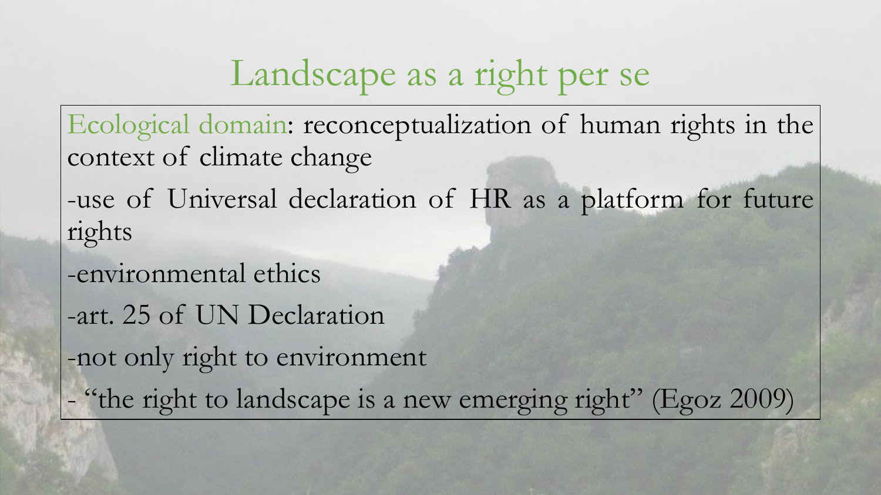# Landscape as a right per se

Ecological domain: reconceptualization of human rights in the context of climate change

-use of Universal declaration of HR as a platform for future rights

-environmental ethics

-art. 25 of UN Declaration

-not only right to environment

- "the right to landscape is a new emerging right" (Egoz 2009)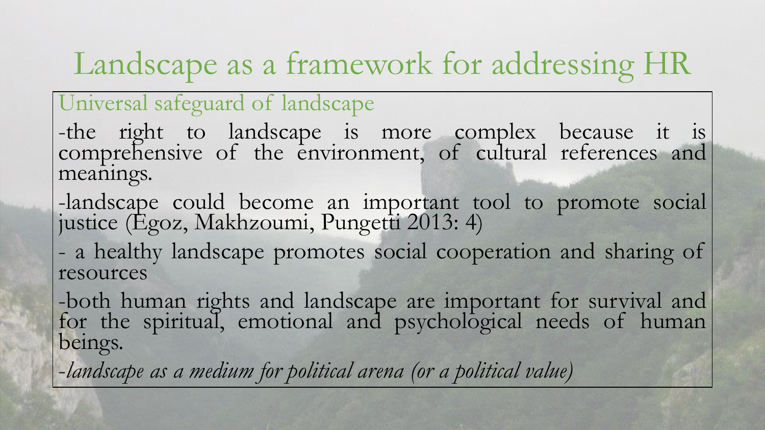# Landscape as a framework for addressing HR

## Universal safeguard of landscape

-the right to landscape is more complex because it is comprehensive of the environment, of cultural references and meanings.

-landscape could become an important tool to promote social justice (Egoz, Makhzoumi, Pungetti 2013: 4)

- a healthy landscape promotes social cooperation and sharing of resources

-both human rights and landscape are important for survival and for the spiritual, emotional and psychological needs of human beings.

-*landscape as a medium for political arena (or a political value)*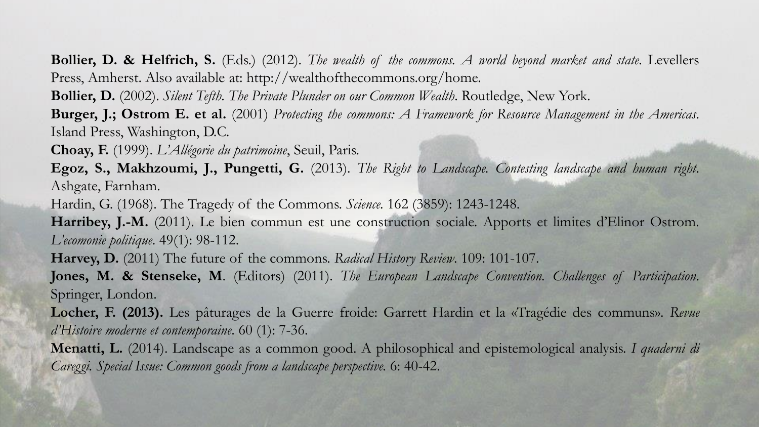**Bollier, D. & Helfrich, S.** (Eds.) (2012). *The wealth of the commons. A world beyond market and state*. Levellers Press, Amherst. Also available at: http://wealthofthecommons.org/home.

**Bollier, D.** (2002). *Silent Tefth. The Private Plunder on our Common Wealth*. Routledge, New York.

**Burger, J.; Ostrom E. et al.** (2001) *Protecting the commons: A Framework for Resource Management in the Americas*. Island Press, Washington, D.C.

**Choay, F.** (1999). *L'Allégorie du patrimoine*, Seuil, Paris.

**Egoz, S., Makhzoumi, J., Pungetti, G.** (2013). *The Right to Landscape. Contesting landscape and human right*. Ashgate, Farnham.

Hardin, G. (1968). The Tragedy of the Commons. *Science*. 162 (3859): 1243-1248.

**Harribey, J.-M.** (2011). Le bien commun est une construction sociale. Apports et limites d'Elinor Ostrom. *L'ecomonie politique*. 49(1): 98-112.

**Harvey, D.** (2011) The future of the commons. *Radical History Review*. 109: 101-107.

**Jones, M. & Stenseke, M**. (Editors) (2011). *The European Landscape Convention. Challenges of Participation*. Springer, London.

**Locher, F. (2013).** Les pâturages de la Guerre froide: Garrett Hardin et la «Tragédie des communs». *Revue d'Histoire moderne et contemporaine*. 60 (1): 7-36.

**Menatti, L.** (2014). Landscape as a common good. A philosophical and epistemological analysis. *I quaderni di Careggi. Special Issue: Common goods from a landscape perspective*. 6: 40-42.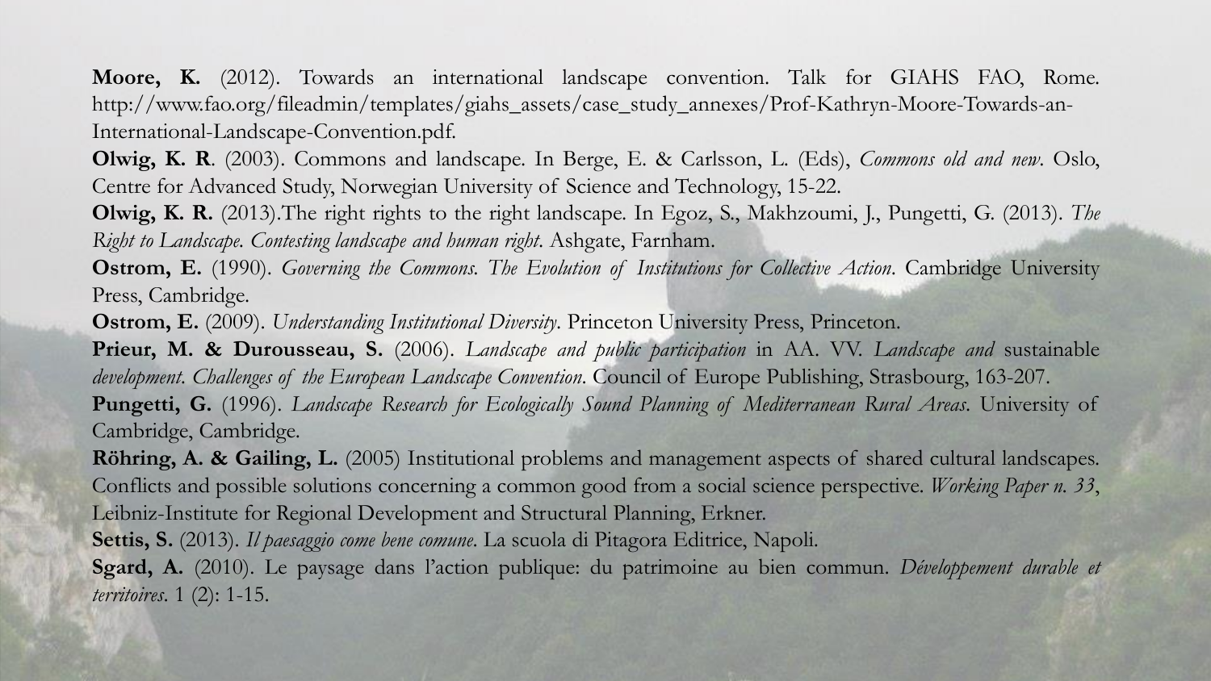**Moore, K.** (2012). Towards an international landscape convention. Talk for GIAHS FAO, Rome. http://www.fao.org/fileadmin/templates/giahs_assets/case_study_annexes/Prof-Kathryn-Moore-Towards-an-International-Landscape-Convention.pdf.

**Olwig, K. R**. (2003). Commons and landscape. In Berge, E. & Carlsson, L. (Eds), *Commons old and new*. Oslo, Centre for Advanced Study, Norwegian University of Science and Technology, 15-22.

**Olwig, K. R.** (2013).The right rights to the right landscape. In Egoz, S., Makhzoumi, J., Pungetti, G. (2013). *The Right to Landscape. Contesting landscape and human right*. Ashgate, Farnham.

**Ostrom, E.** (1990). *Governing the Commons. The Evolution of Institutions for Collective Action*. Cambridge University Press, Cambridge.

**Ostrom, E.** (2009). *Understanding Institutional Diversity*. Princeton University Press, Princeton.

**Prieur, M. & Durousseau, S.** (2006). *Landscape and public participation* in AA. VV. *Landscape and* sustainable *development. Challenges of the European Landscape Convention*. Council of Europe Publishing, Strasbourg, 163-207.

**Pungetti, G.** (1996). *Landscape Research for Ecologically Sound Planning of Mediterranean Rural Areas*. University of Cambridge, Cambridge.

**Röhring, A. & Gailing, L.** (2005) Institutional problems and management aspects of shared cultural landscapes. Conflicts and possible solutions concerning a common good from a social science perspective. *Working Paper n. 33*, Leibniz-Institute for Regional Development and Structural Planning, Erkner.

**Settis, S.** (2013). *Il paesaggio come bene comune*. La scuola di Pitagora Editrice, Napoli.

**Sgard, A.** (2010). Le paysage dans l'action publique: du patrimoine au bien commun. *Développement durable et territoires*. 1 (2): 1-15.